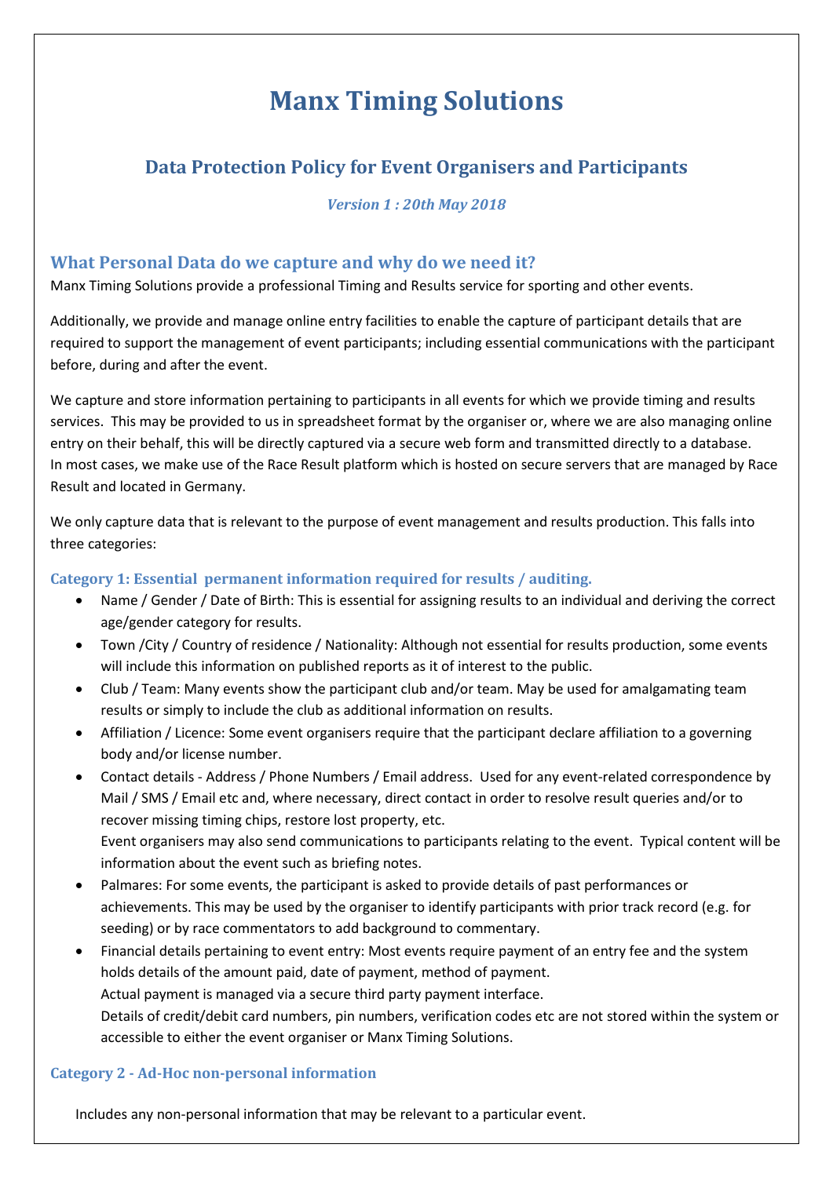# Manx Timing Solutions

## Data Protection Policy for Event Organisers and Participants

*Version 1 : 20th May 2018*

### What Personal Data do we capture and why do we need it?

Manx Timing Solutions provide a professional Timing and Results service for sporting and other events.

Additionally, we provide and manage online entry facilities to enable the capture of participant details that are required to support the management of event participants; including essential communications with the participant before, during and after the event.

We capture and store information pertaining to participants in all events for which we provide timing and results services. This may be provided to us in spreadsheet format by the organiser or, where we are also managing online entry on their behalf, this will be directly captured via a secure web form and transmitted directly to a database. In most cases, we make use of the Race Result platform which is hosted on secure servers that are managed by Race Result and located in Germany.

We only capture data that is relevant to the purpose of event management and results production. This falls into three categories:

#### Category 1: Essential permanent information required for results / auditing.

- Name / Gender / Date of Birth: This is essential for assigning results to an individual and deriving the correct age/gender category for results.
- Town /City / Country of residence / Nationality: Although not essential for results production, some events will include this information on published reports as it of interest to the public.
- Club / Team: Many events show the participant club and/or team. May be used for amalgamating team results or simply to include the club as additional information on results.
- Affiliation / Licence: Some event organisers require that the participant declare affiliation to a governing body and/or license number.
- Contact details - Address / Phone Numbers / Email address. Used for any event-related correspondence by Mail / SMS / Email etc and, where necessary, direct contact in order to resolve result queries and/or to recover missing timing chips, restore lost property, etc.
  Event organisers may also send communications to participants relating to the event. Typical content will be information about the event such as briefing notes.
- Palmares: For some events, the participant is asked to provide details of past performances or achievements. This may be used by the organiser to identify participants with prior track record (e.g. for seeding) or by race commentators to add background to commentary.
- Financial details pertaining to event entry: Most events require payment of an entry fee and the system holds details of the amount paid, date of payment, method of payment.
  Actual payment is managed via a secure third party payment interface.
  Details of credit/debit card numbers, pin numbers, verification codes etc are not stored within the system or accessible to either the event organiser or Manx Timing Solutions.

#### Category 2 - Ad-Hoc non-personal information

Includes any non-personal information that may be relevant to a particular event.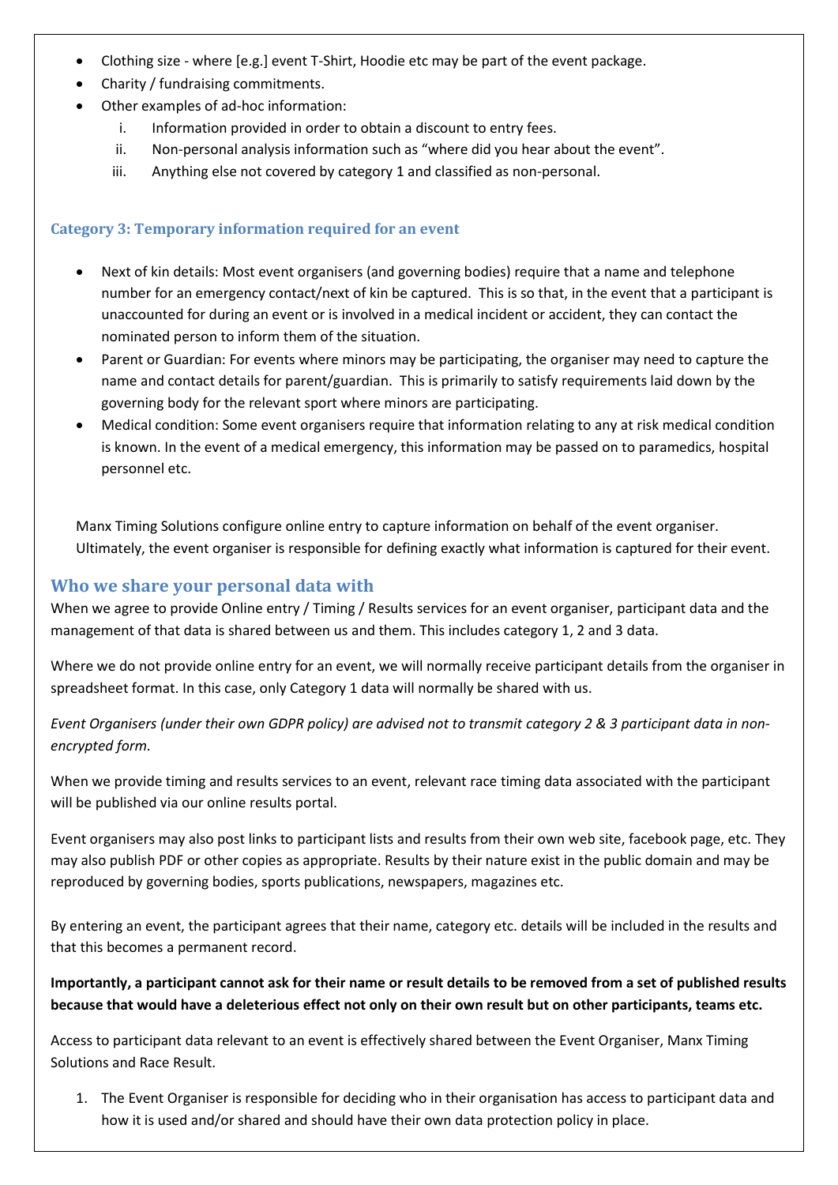- Clothing size - where [e.g.] event T-Shirt, Hoodie etc may be part of the event package.
- Charity / fundraising commitments.
- Other examples of ad-hoc information:
    i. Information provided in order to obtain a discount to entry fees.
    ii. Non-personal analysis information such as "where did you hear about the event".
    iii. Anything else not covered by category 1 and classified as non-personal.

### Category 3: Temporary information required for an event

- Next of kin details: Most event organisers (and governing bodies) require that a name and telephone number for an emergency contact/next of kin be captured. This is so that, in the event that a participant is unaccounted for during an event or is involved in a medical incident or accident, they can contact the nominated person to inform them of the situation.
- Parent or Guardian: For events where minors may be participating, the organiser may need to capture the name and contact details for parent/guardian. This is primarily to satisfy requirements laid down by the governing body for the relevant sport where minors are participating.
- Medical condition: Some event organisers require that information relating to any at risk medical condition is known. In the event of a medical emergency, this information may be passed on to paramedics, hospital personnel etc.

Manx Timing Solutions configure online entry to capture information on behalf of the event organiser. Ultimately, the event organiser is responsible for defining exactly what information is captured for their event.

## Who we share your personal data with

When we agree to provide Online entry / Timing / Results services for an event organiser, participant data and the management of that data is shared between us and them. This includes category 1, 2 and 3 data.

Where we do not provide online entry for an event, we will normally receive participant details from the organiser in spreadsheet format. In this case, only Category 1 data will normally be shared with us.

*Event Organisers (under their own GDPR policy) are advised not to transmit category 2 & 3 participant data in non-encrypted form.*

When we provide timing and results services to an event, relevant race timing data associated with the participant will be published via our online results portal.

Event organisers may also post links to participant lists and results from their own web site, facebook page, etc. They may also publish PDF or other copies as appropriate. Results by their nature exist in the public domain and may be reproduced by governing bodies, sports publications, newspapers, magazines etc.

By entering an event, the participant agrees that their name, category etc. details will be included in the results and that this becomes a permanent record.

**Importantly, a participant cannot ask for their name or result details to be removed from a set of published results because that would have a deleterious effect not only on their own result but on other participants, teams etc.**

Access to participant data relevant to an event is effectively shared between the Event Organiser, Manx Timing Solutions and Race Result.

1. The Event Organiser is responsible for deciding who in their organisation has access to participant data and how it is used and/or shared and should have their own data protection policy in place.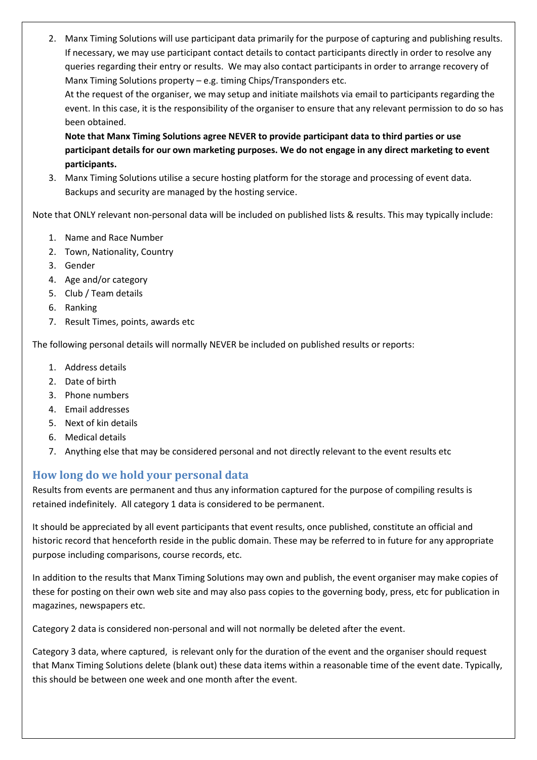2. Manx Timing Solutions will use participant data primarily for the purpose of capturing and publishing results. If necessary, we may use participant contact details to contact participants directly in order to resolve any queries regarding their entry or results. We may also contact participants in order to arrange recovery of Manx Timing Solutions property – e.g. timing Chips/Transponders etc.
   At the request of the organiser, we may setup and initiate mailshots via email to participants regarding the event. In this case, it is the responsibility of the organiser to ensure that any relevant permission to do so has been obtained.
   **Note that Manx Timing Solutions agree NEVER to provide participant data to third parties or use participant details for our own marketing purposes. We do not engage in any direct marketing to event participants.**
3. Manx Timing Solutions utilise a secure hosting platform for the storage and processing of event data. Backups and security are managed by the hosting service.

Note that ONLY relevant non-personal data will be included on published lists & results. This may typically include:

1. Name and Race Number
2. Town, Nationality, Country
3. Gender
4. Age and/or category
5. Club / Team details
6. Ranking
7. Result Times, points, awards etc

The following personal details will normally NEVER be included on published results or reports:

1. Address details
2. Date of birth
3. Phone numbers
4. Email addresses
5. Next of kin details
6. Medical details
7. Anything else that may be considered personal and not directly relevant to the event results etc

## How long do we hold your personal data

Results from events are permanent and thus any information captured for the purpose of compiling results is retained indefinitely. All category 1 data is considered to be permanent.

It should be appreciated by all event participants that event results, once published, constitute an official and historic record that henceforth reside in the public domain. These may be referred to in future for any appropriate purpose including comparisons, course records, etc.

In addition to the results that Manx Timing Solutions may own and publish, the event organiser may make copies of these for posting on their own web site and may also pass copies to the governing body, press, etc for publication in magazines, newspapers etc.

Category 2 data is considered non-personal and will not normally be deleted after the event.

Category 3 data, where captured, is relevant only for the duration of the event and the organiser should request that Manx Timing Solutions delete (blank out) these data items within a reasonable time of the event date. Typically, this should be between one week and one month after the event.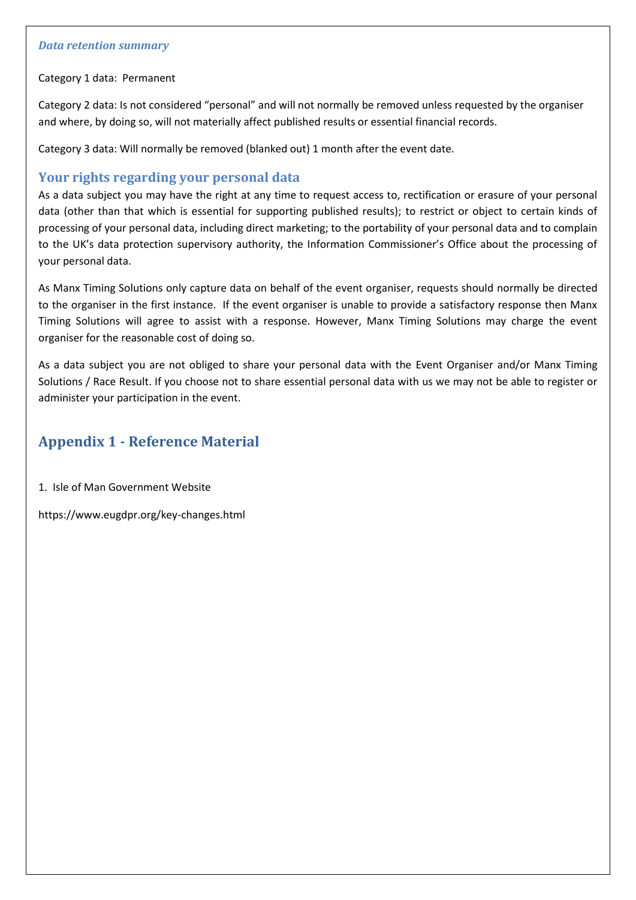***Data retention summary***

Category 1 data: Permanent

Category 2 data: Is not considered "personal" and will not normally be removed unless requested by the organiser and where, by doing so, will not materially affect published results or essential financial records.

Category 3 data: Will normally be removed (blanked out) 1 month after the event date.

## Your rights regarding your personal data

As a data subject you may have the right at any time to request access to, rectification or erasure of your personal data (other than that which is essential for supporting published results); to restrict or object to certain kinds of processing of your personal data, including direct marketing; to the portability of your personal data and to complain to the UK's data protection supervisory authority, the Information Commissioner's Office about the processing of your personal data.

As Manx Timing Solutions only capture data on behalf of the event organiser, requests should normally be directed to the organiser in the first instance. If the event organiser is unable to provide a satisfactory response then Manx Timing Solutions will agree to assist with a response. However, Manx Timing Solutions may charge the event organiser for the reasonable cost of doing so.

As a data subject you are not obliged to share your personal data with the Event Organiser and/or Manx Timing Solutions / Race Result. If you choose not to share essential personal data with us we may not be able to register or administer your participation in the event.

# Appendix 1 - Reference Material

1. Isle of Man Government Website

https://www.eugdpr.org/key-changes.html